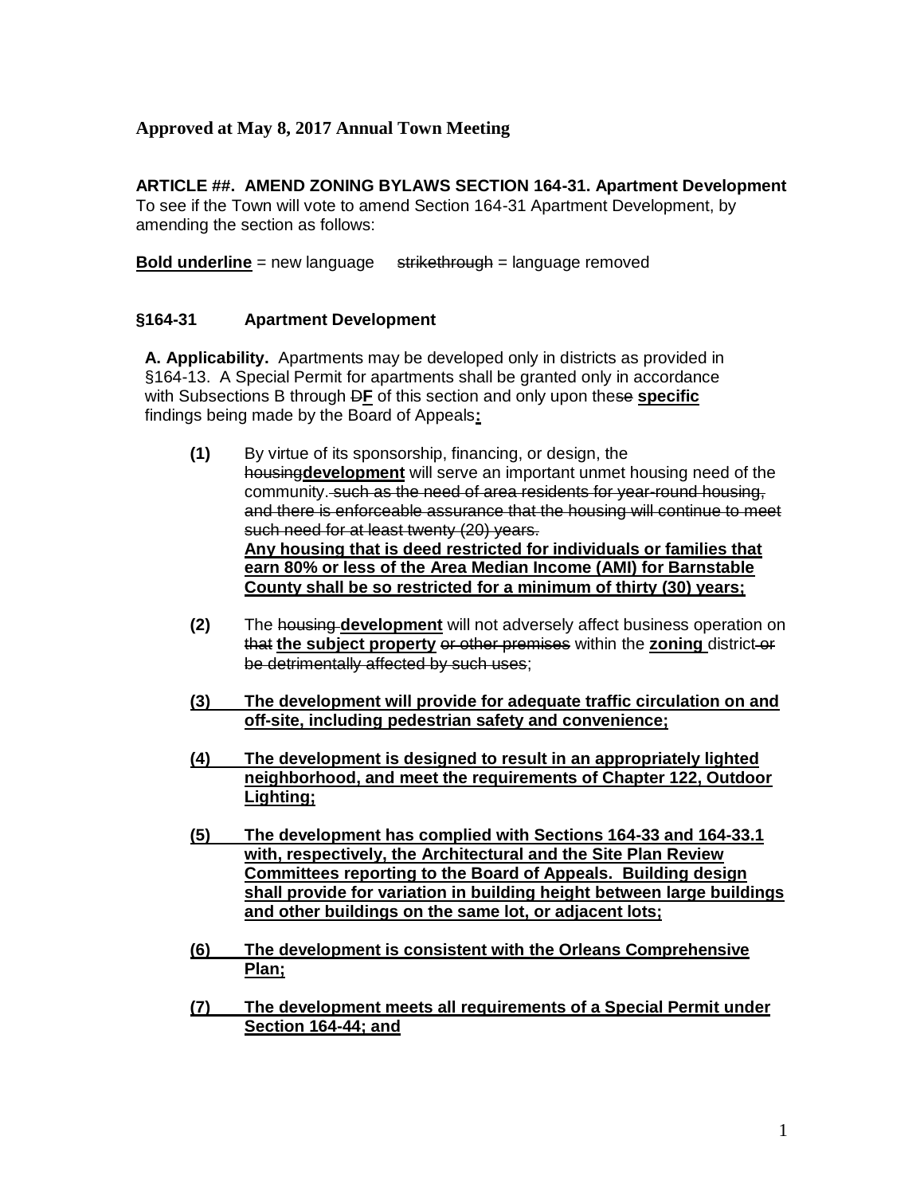**Approved at May 8, 2017 Annual Town Meeting**

**ARTICLE ##. AMEND ZONING BYLAWS SECTION 164-31. Apartment Development**
To see if the Town will vote to amend Section 164-31 Apartment Development, by amending the section as follows:

**<u>Bold underline</u>** = new language ~~strikethrough~~ = language removed

**§164-31 Apartment Development**

**A. Applicability.** Apartments may be developed only in districts as provided in §164-13. A Special Permit for apartments shall be granted only in accordance with Subsections B through ~~D~~**<u>F</u>** of this section and only upon the~~se~~ **<u>specific</u>** findings being made by the Board of Appeals**<u>:</u>**

**(1)** By virtue of its sponsorship, financing, or design, the ~~housing~~**<u>development</u>** will serve an important unmet housing need of the community.~~ such as the need of area residents for year-round housing, and there is enforceable assurance that the housing will continue to meet such need for at least twenty (20) years.~~
**<u>Any housing that is deed restricted for individuals or families that earn 80% or less of the Area Median Income (AMI) for Barnstable County shall be so restricted for a minimum of thirty (30) years;</u>**

**(2)** The ~~housing~~ **<u>development</u>** will not adversely affect business operation on ~~that~~ **<u>the subject property</u>** ~~or other premises~~ within the **<u>zoning</u>** district ~~or be detrimentally affected by such uses~~;

**<u>(3) The development will provide for adequate traffic circulation on and off-site, including pedestrian safety and convenience;</u>**

**<u>(4) The development is designed to result in an appropriately lighted neighborhood, and meet the requirements of Chapter 122, Outdoor Lighting;</u>**

**<u>(5) The development has complied with Sections 164-33 and 164-33.1 with, respectively, the Architectural and the Site Plan Review Committees reporting to the Board of Appeals. Building design shall provide for variation in building height between large buildings and other buildings on the same lot, or adjacent lots;</u>**

**<u>(6) The development is consistent with the Orleans Comprehensive Plan;</u>**

**<u>(7) The development meets all requirements of a Special Permit under Section 164-44; and</u>**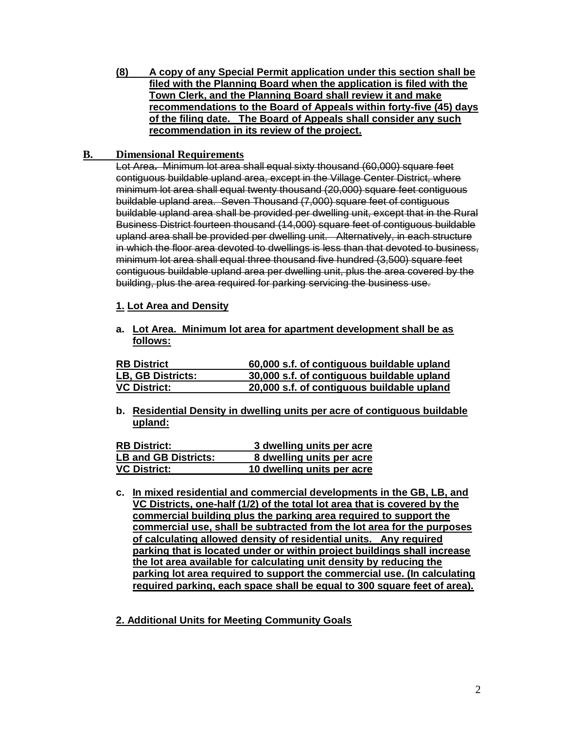**(8) A copy of any Special Permit application under this section shall be filed with the Planning Board when the application is filed with the Town Clerk, and the Planning Board shall review it and make recommendations to the Board of Appeals within forty-five (45) days of the filing date. The Board of Appeals shall consider any such recommendation in its review of the project.**

## B. Dimensional Requirements

~~Lot Area. Minimum lot area shall equal sixty thousand (60,000) square feet contiguous buildable upland area, except in the Village Center District, where minimum lot area shall equal twenty thousand (20,000) square feet contiguous buildable upland area. Seven Thousand (7,000) square feet of contiguous buildable upland area shall be provided per dwelling unit, except that in the Rural Business District fourteen thousand (14,000) square feet of contiguous buildable upland area shall be provided per dwelling unit. Alternatively, in each structure in which the floor area devoted to dwellings is less than that devoted to business, minimum lot area shall equal three thousand five hundred (3,500) square feet contiguous buildable upland area per dwelling unit, plus the area covered by the building, plus the area required for parking servicing the business use.~~

**1. Lot Area and Density**

**a. Lot Area. Minimum lot area for apartment development shall be as follows:**

| | |
|---|---|
| **RB District** | **60,000 s.f. of contiguous buildable upland** |
| **LB, GB Districts:** | **30,000 s.f. of contiguous buildable upland** |
| **VC District:** | **20,000 s.f. of contiguous buildable upland** |

**b. Residential Density in dwelling units per acre of contiguous buildable upland:**

| | |
|---|---|
| **RB District:** | **3 dwelling units per acre** |
| **LB and GB Districts:** | **8 dwelling units per acre** |
| **VC District:** | **10 dwelling units per acre** |

**c. In mixed residential and commercial developments in the GB, LB, and VC Districts, one-half (1/2) of the total lot area that is covered by the commercial building plus the parking area required to support the commercial use, shall be subtracted from the lot area for the purposes of calculating allowed density of residential units. Any required parking that is located under or within project buildings shall increase the lot area available for calculating unit density by reducing the parking lot area required to support the commercial use. (In calculating required parking, each space shall be equal to 300 square feet of area).**

**2. Additional Units for Meeting Community Goals**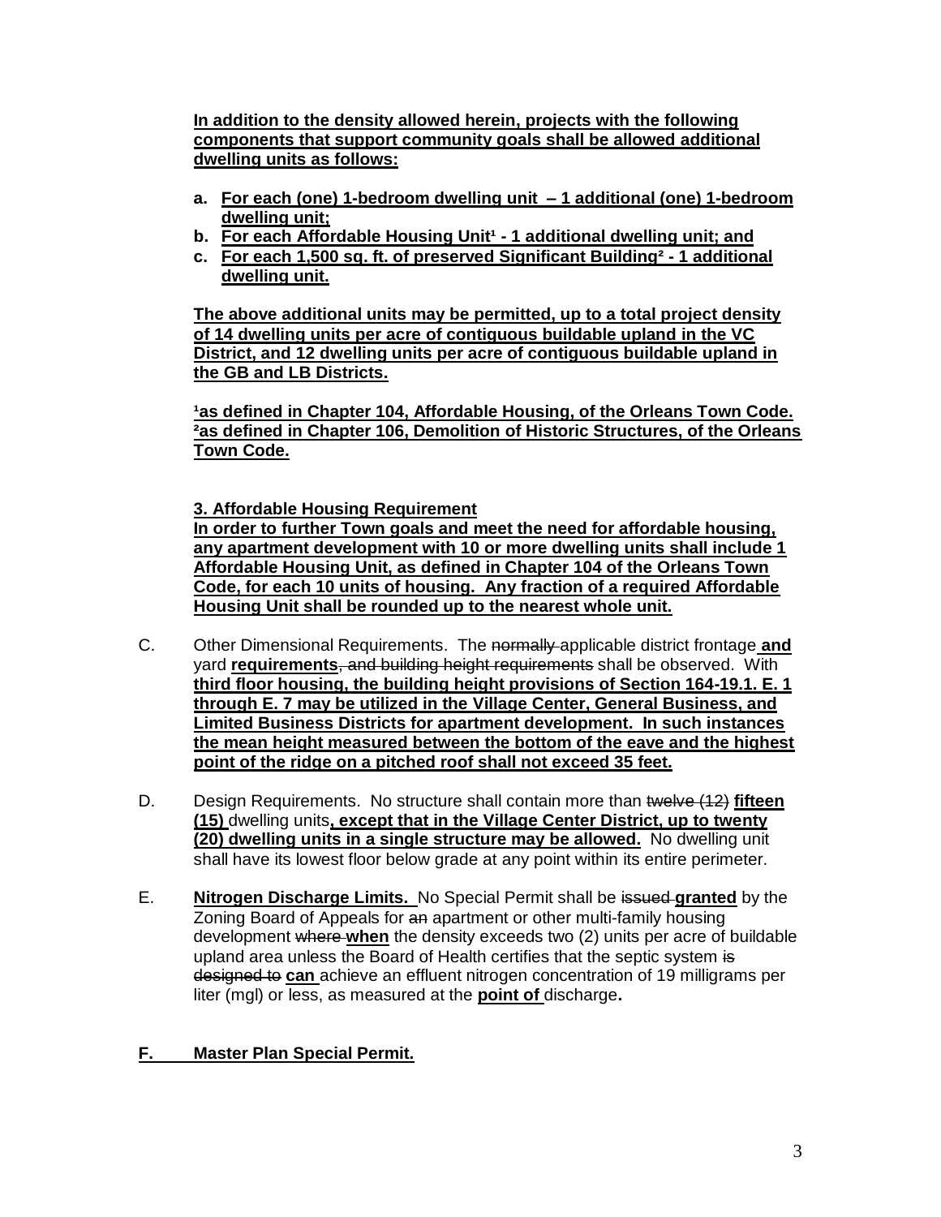**In addition to the density allowed herein, projects with the following components that support community goals shall be allowed additional dwelling units as follows:**

a. **For each (one) 1-bedroom dwelling unit – 1 additional (one) 1-bedroom dwelling unit;**
b. **For each Affordable Housing Unit[1] - 1 additional dwelling unit; and**
c. **For each 1,500 sq. ft. of preserved Significant Building[2] - 1 additional dwelling unit.**

**The above additional units may be permitted, up to a total project density of 14 dwelling units per acre of contiguous buildable upland in the VC District, and 12 dwelling units per acre of contiguous buildable upland in the GB and LB Districts.**

**[1]as defined in Chapter 104, Affordable Housing, of the Orleans Town Code.**
**[2]as defined in Chapter 106, Demolition of Historic Structures, of the Orleans Town Code.**

**3. Affordable Housing Requirement**
**In order to further Town goals and meet the need for affordable housing, any apartment development with 10 or more dwelling units shall include 1 Affordable Housing Unit, as defined in Chapter 104 of the Orleans Town Code, for each 10 units of housing. Any fraction of a required Affordable Housing Unit shall be rounded up to the nearest whole unit.**

C. Other Dimensional Requirements. The ~~normally~~ applicable district frontage **and** yard **requirements**~~, and building height requirements~~ shall be observed. With **third floor housing, the building height provisions of Section 164-19.1. E. 1 through E. 7 may be utilized in the Village Center, General Business, and Limited Business Districts for apartment development. In such instances the mean height measured between the bottom of the eave and the highest point of the ridge on a pitched roof shall not exceed 35 feet.**

D. Design Requirements. No structure shall contain more than ~~twelve (12)~~ **fifteen (15)** dwelling units**, except that in the Village Center District, up to twenty (20) dwelling units in a single structure may be allowed.** No dwelling unit shall have its lowest floor below grade at any point within its entire perimeter.

E. **Nitrogen Discharge Limits.** No Special Permit shall be ~~issued~~ **granted** by the Zoning Board of Appeals for ~~an~~ apartment or other multi-family housing development ~~where~~ **when** the density exceeds two (2) units per acre of buildable upland area unless the Board of Health certifies that the septic system ~~is designed to~~ **can** achieve an effluent nitrogen concentration of 19 milligrams per liter (mgl) or less, as measured at the **point of** discharge**.**

**F. Master Plan Special Permit.**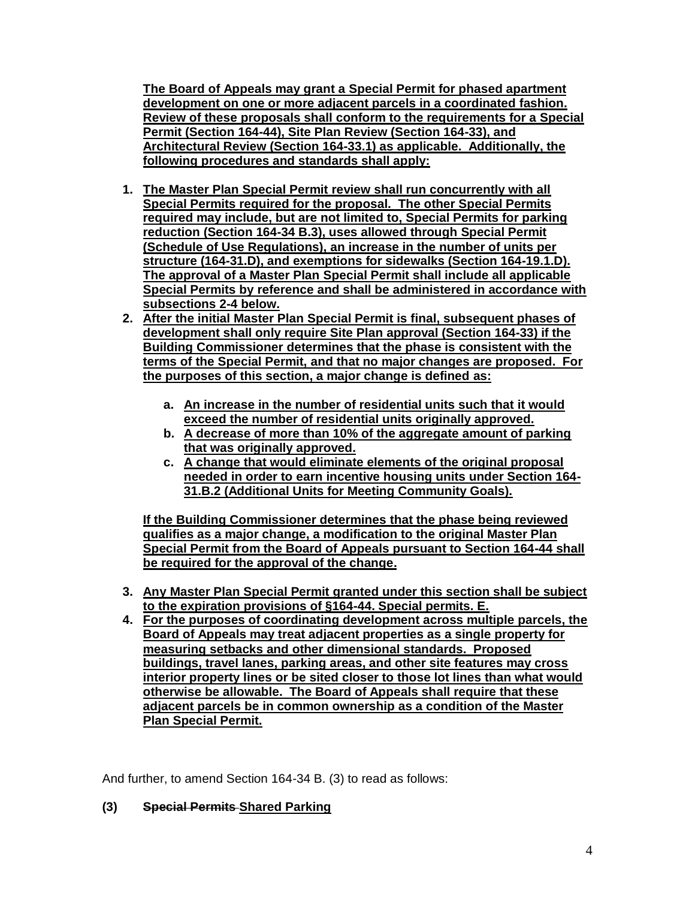**The Board of Appeals may grant a Special Permit for phased apartment development on one or more adjacent parcels in a coordinated fashion. Review of these proposals shall conform to the requirements for a Special Permit (Section 164-44), Site Plan Review (Section 164-33), and Architectural Review (Section 164-33.1) as applicable. Additionally, the following procedures and standards shall apply:**

1. **The Master Plan Special Permit review shall run concurrently with all Special Permits required for the proposal. The other Special Permits required may include, but are not limited to, Special Permits for parking reduction (Section 164-34 B.3), uses allowed through Special Permit (Schedule of Use Regulations), an increase in the number of units per structure (164-31.D), and exemptions for sidewalks (Section 164-19.1.D). The approval of a Master Plan Special Permit shall include all applicable Special Permits by reference and shall be administered in accordance with subsections 2-4 below.**
2. **After the initial Master Plan Special Permit is final, subsequent phases of development shall only require Site Plan approval (Section 164-33) if the Building Commissioner determines that the phase is consistent with the terms of the Special Permit, and that no major changes are proposed. For the purposes of this section, a major change is defined as:**

   a. **An increase in the number of residential units such that it would exceed the number of residential units originally approved.**
   b. **A decrease of more than 10% of the aggregate amount of parking that was originally approved.**
   c. **A change that would eliminate elements of the original proposal needed in order to earn incentive housing units under Section 164-31.B.2 (Additional Units for Meeting Community Goals).**

   **If the Building Commissioner determines that the phase being reviewed qualifies as a major change, a modification to the original Master Plan Special Permit from the Board of Appeals pursuant to Section 164-44 shall be required for the approval of the change.**

3. **Any Master Plan Special Permit granted under this section shall be subject to the expiration provisions of §164-44. Special permits. E.**
4. **For the purposes of coordinating development across multiple parcels, the Board of Appeals may treat adjacent properties as a single property for measuring setbacks and other dimensional standards. Proposed buildings, travel lanes, parking areas, and other site features may cross interior property lines or be sited closer to those lot lines than what would otherwise be allowable. The Board of Appeals shall require that these adjacent parcels be in common ownership as a condition of the Master Plan Special Permit.**

And further, to amend Section 164-34 B. (3) to read as follows:

**(3) ~~Special Permits~~ Shared Parking**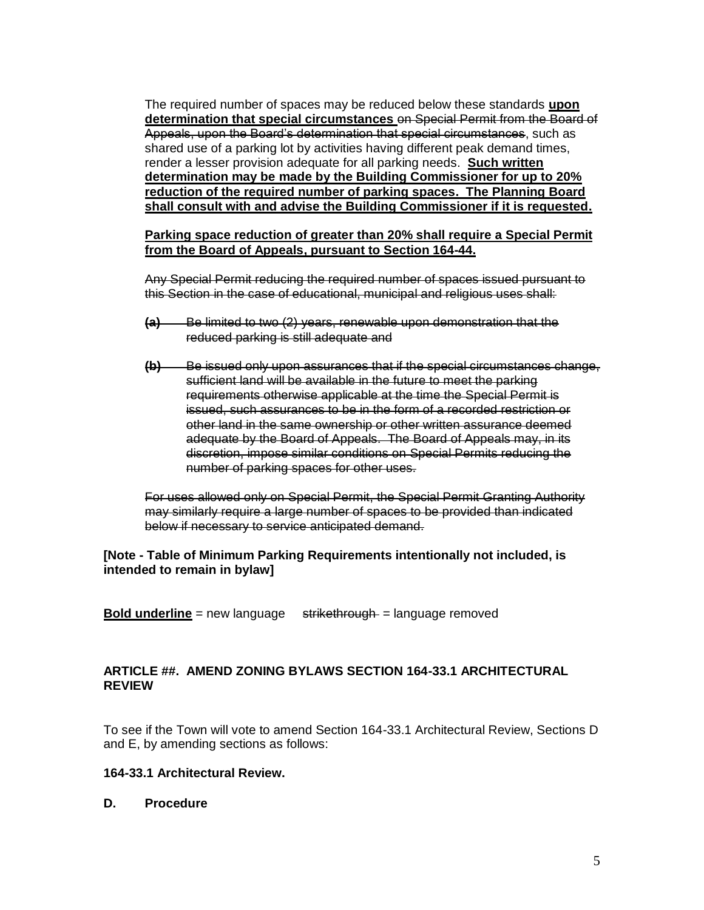The required number of spaces may be reduced below these standards **upon determination that special circumstances** ~~on Special Permit from the Board of Appeals, upon the Board's determination that special circumstances~~, such as shared use of a parking lot by activities having different peak demand times, render a lesser provision adequate for all parking needs. **Such written determination may be made by the Building Commissioner for up to 20% reduction of the required number of parking spaces. The Planning Board shall consult with and advise the Building Commissioner if it is requested.**

**Parking space reduction of greater than 20% shall require a Special Permit from the Board of Appeals, pursuant to Section 164-44.**

~~Any Special Permit reducing the required number of spaces issued pursuant to this Section in the case of educational, municipal and religious uses shall:~~

~~**(a)** Be limited to two (2) years, renewable upon demonstration that the reduced parking is still adequate and~~

~~**(b)** Be issued only upon assurances that if the special circumstances change, sufficient land will be available in the future to meet the parking requirements otherwise applicable at the time the Special Permit is issued, such assurances to be in the form of a recorded restriction or other land in the same ownership or other written assurance deemed adequate by the Board of Appeals. The Board of Appeals may, in its discretion, impose similar conditions on Special Permits reducing the number of parking spaces for other uses.~~

~~For uses allowed only on Special Permit, the Special Permit Granting Authority may similarly require a large number of spaces to be provided than indicated below if necessary to service anticipated demand.~~

**[Note - Table of Minimum Parking Requirements intentionally not included, is intended to remain in bylaw]**

**Bold underline** = new language ~~strikethrough~~ = language removed

**ARTICLE ##. AMEND ZONING BYLAWS SECTION 164-33.1 ARCHITECTURAL REVIEW**

To see if the Town will vote to amend Section 164-33.1 Architectural Review, Sections D and E, by amending sections as follows:

**164-33.1 Architectural Review.**

**D. Procedure**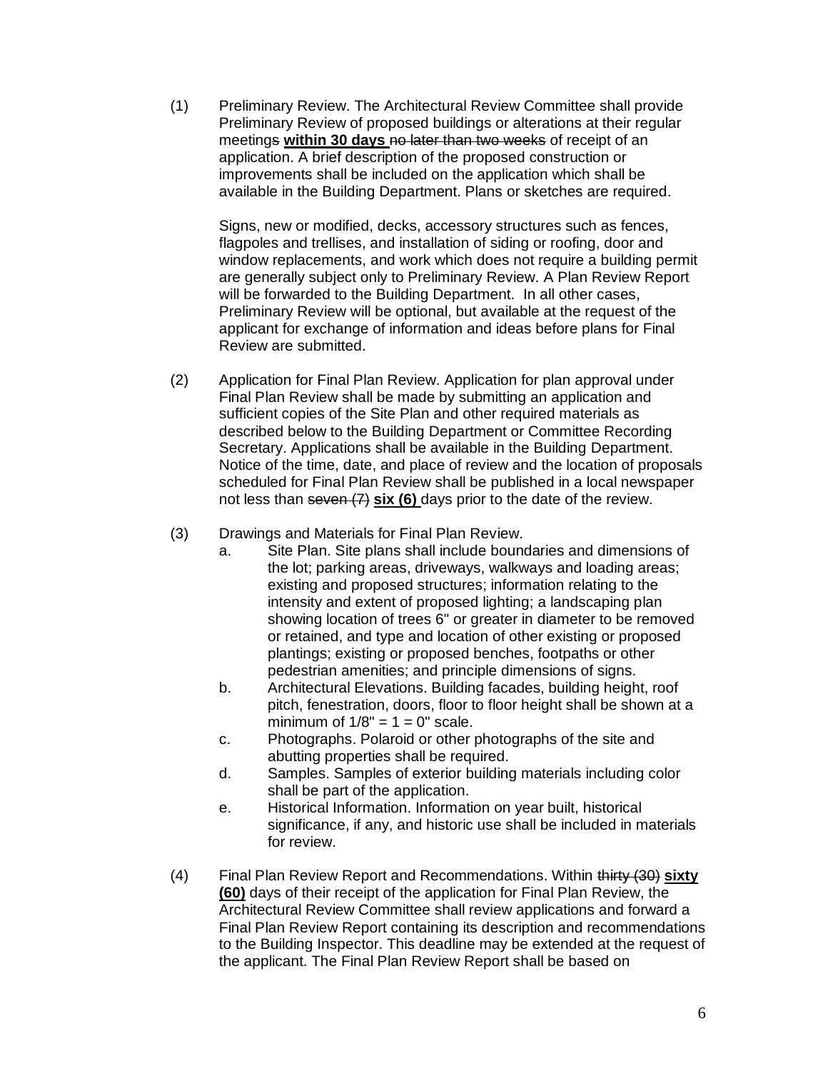(1) Preliminary Review. The Architectural Review Committee shall provide Preliminary Review of proposed buildings or alterations at their regular meetings ~~s~~ **<u>within 30 days</u>** ~~no later than two weeks~~ of receipt of an application. A brief description of the proposed construction or improvements shall be included on the application which shall be available in the Building Department. Plans or sketches are required.

Signs, new or modified, decks, accessory structures such as fences, flagpoles and trellises, and installation of siding or roofing, door and window replacements, and work which does not require a building permit are generally subject only to Preliminary Review. A Plan Review Report will be forwarded to the Building Department. In all other cases, Preliminary Review will be optional, but available at the request of the applicant for exchange of information and ideas before plans for Final Review are submitted.

(2) Application for Final Plan Review. Application for plan approval under Final Plan Review shall be made by submitting an application and sufficient copies of the Site Plan and other required materials as described below to the Building Department or Committee Recording Secretary. Applications shall be available in the Building Department. Notice of the time, date, and place of review and the location of proposals scheduled for Final Plan Review shall be published in a local newspaper not less than ~~seven (7)~~ **<u>six (6)</u>** days prior to the date of the review.

(3) Drawings and Materials for Final Plan Review.

a. Site Plan. Site plans shall include boundaries and dimensions of the lot; parking areas, driveways, walkways and loading areas; existing and proposed structures; information relating to the intensity and extent of proposed lighting; a landscaping plan showing location of trees 6" or greater in diameter to be removed or retained, and type and location of other existing or proposed plantings; existing or proposed benches, footpaths or other pedestrian amenities; and principle dimensions of signs.

b. Architectural Elevations. Building facades, building height, roof pitch, fenestration, doors, floor to floor height shall be shown at a minimum of 1/8" = 1 = 0" scale.

c. Photographs. Polaroid or other photographs of the site and abutting properties shall be required.

d. Samples. Samples of exterior building materials including color shall be part of the application.

e. Historical Information. Information on year built, historical significance, if any, and historic use shall be included in materials for review.

(4) Final Plan Review Report and Recommendations. Within ~~thirty (30)~~ **<u>sixty (60)</u>** days of their receipt of the application for Final Plan Review, the Architectural Review Committee shall review applications and forward a Final Plan Review Report containing its description and recommendations to the Building Inspector. This deadline may be extended at the request of the applicant. The Final Plan Review Report shall be based on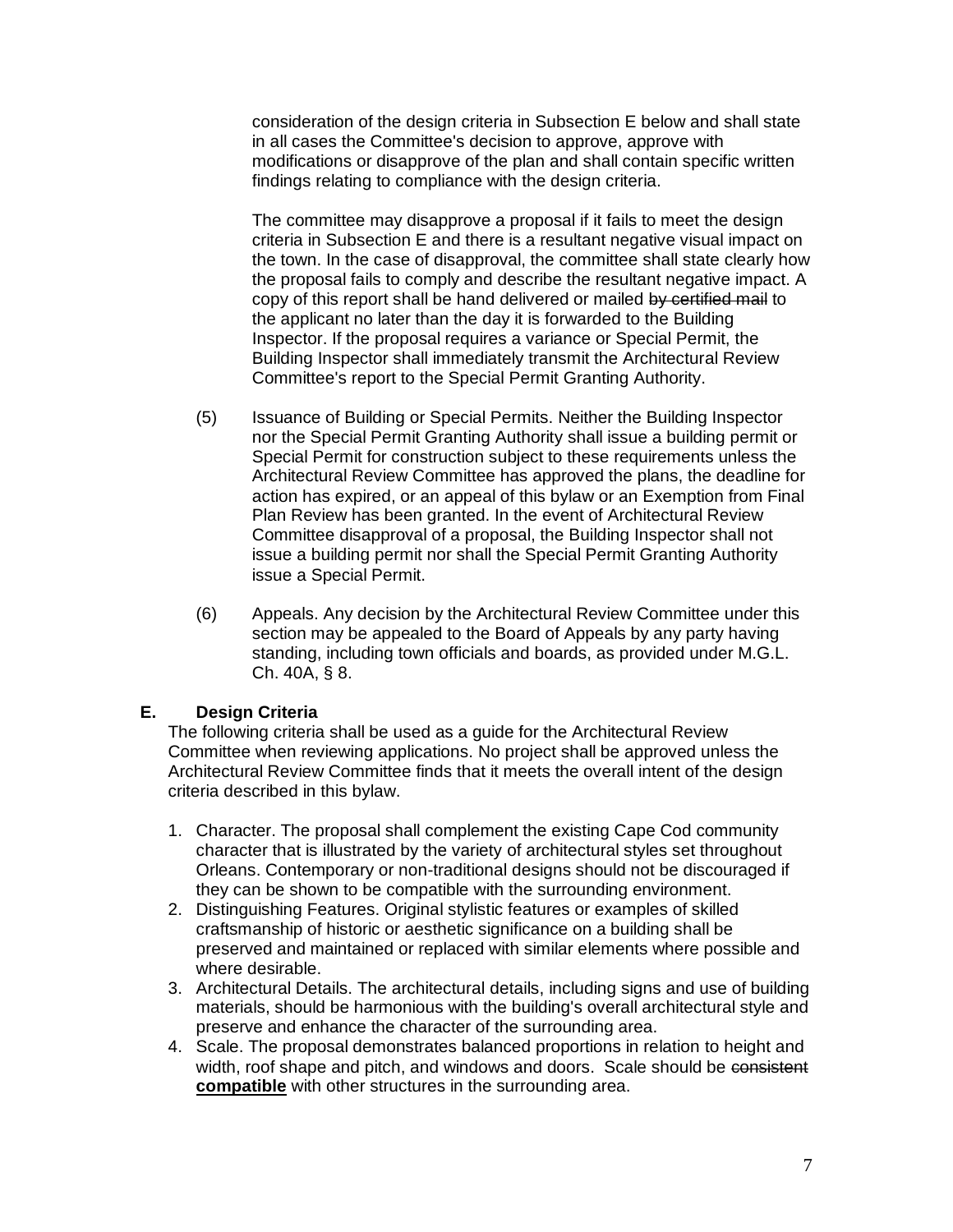consideration of the design criteria in Subsection E below and shall state in all cases the Committee's decision to approve, approve with modifications or disapprove of the plan and shall contain specific written findings relating to compliance with the design criteria.

The committee may disapprove a proposal if it fails to meet the design criteria in Subsection E and there is a resultant negative visual impact on the town. In the case of disapproval, the committee shall state clearly how the proposal fails to comply and describe the resultant negative impact. A copy of this report shall be hand delivered or mailed ~~by certified mail~~ to the applicant no later than the day it is forwarded to the Building Inspector. If the proposal requires a variance or Special Permit, the Building Inspector shall immediately transmit the Architectural Review Committee's report to the Special Permit Granting Authority.

(5) Issuance of Building or Special Permits. Neither the Building Inspector nor the Special Permit Granting Authority shall issue a building permit or Special Permit for construction subject to these requirements unless the Architectural Review Committee has approved the plans, the deadline for action has expired, or an appeal of this bylaw or an Exemption from Final Plan Review has been granted. In the event of Architectural Review Committee disapproval of a proposal, the Building Inspector shall not issue a building permit nor shall the Special Permit Granting Authority issue a Special Permit.

(6) Appeals. Any decision by the Architectural Review Committee under this section may be appealed to the Board of Appeals by any party having standing, including town officials and boards, as provided under M.G.L. Ch. 40A, § 8.

## E. Design Criteria

The following criteria shall be used as a guide for the Architectural Review Committee when reviewing applications. No project shall be approved unless the Architectural Review Committee finds that it meets the overall intent of the design criteria described in this bylaw.

1. Character. The proposal shall complement the existing Cape Cod community character that is illustrated by the variety of architectural styles set throughout Orleans. Contemporary or non-traditional designs should not be discouraged if they can be shown to be compatible with the surrounding environment.
2. Distinguishing Features. Original stylistic features or examples of skilled craftsmanship of historic or aesthetic significance on a building shall be preserved and maintained or replaced with similar elements where possible and where desirable.
3. Architectural Details. The architectural details, including signs and use of building materials, should be harmonious with the building's overall architectural style and preserve and enhance the character of the surrounding area.
4. Scale. The proposal demonstrates balanced proportions in relation to height and width, roof shape and pitch, and windows and doors. Scale should be ~~consistent~~ **compatible** with other structures in the surrounding area.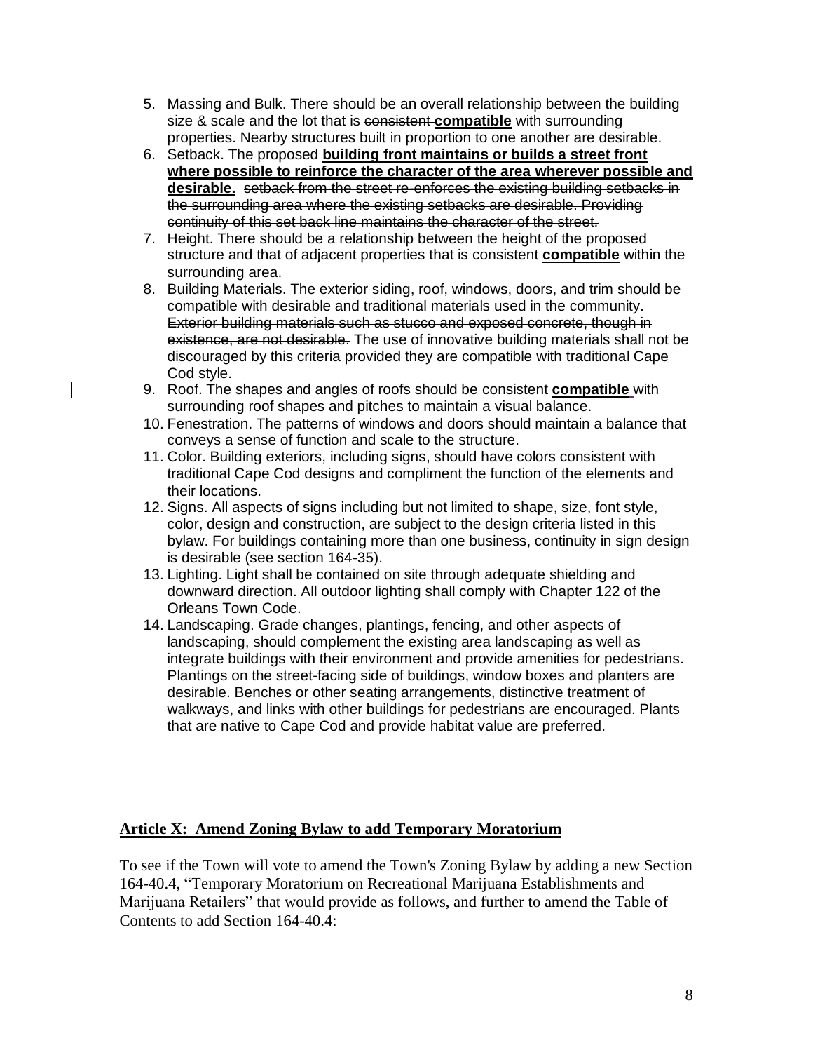5. Massing and Bulk. There should be an overall relationship between the building size & scale and the lot that is ~~consistent~~ **compatible** with surrounding properties. Nearby structures built in proportion to one another are desirable.
6. Setback. The proposed **building front maintains or builds a street front where possible to reinforce the character of the area wherever possible and desirable.** ~~setback from the street re-enforces the existing building setbacks in the surrounding area where the existing setbacks are desirable. Providing continuity of this set back line maintains the character of the street.~~
7. Height. There should be a relationship between the height of the proposed structure and that of adjacent properties that is ~~consistent~~ **compatible** within the surrounding area.
8. Building Materials. The exterior siding, roof, windows, doors, and trim should be compatible with desirable and traditional materials used in the community. ~~Exterior building materials such as stucco and exposed concrete, though in existence, are not desirable.~~ The use of innovative building materials shall not be discouraged by this criteria provided they are compatible with traditional Cape Cod style.
9. Roof. The shapes and angles of roofs should be ~~consistent~~ **compatible** with surrounding roof shapes and pitches to maintain a visual balance.
10. Fenestration. The patterns of windows and doors should maintain a balance that conveys a sense of function and scale to the structure.
11. Color. Building exteriors, including signs, should have colors consistent with traditional Cape Cod designs and compliment the function of the elements and their locations.
12. Signs. All aspects of signs including but not limited to shape, size, font style, color, design and construction, are subject to the design criteria listed in this bylaw. For buildings containing more than one business, continuity in sign design is desirable (see section 164-35).
13. Lighting. Light shall be contained on site through adequate shielding and downward direction. All outdoor lighting shall comply with Chapter 122 of the Orleans Town Code.
14. Landscaping. Grade changes, plantings, fencing, and other aspects of landscaping, should complement the existing area landscaping as well as integrate buildings with their environment and provide amenities for pedestrians. Plantings on the street-facing side of buildings, window boxes and planters are desirable. Benches or other seating arrangements, distinctive treatment of walkways, and links with other buildings for pedestrians are encouraged. Plants that are native to Cape Cod and provide habitat value are preferred.

**Article X: Amend Zoning Bylaw to add Temporary Moratorium**

To see if the Town will vote to amend the Town's Zoning Bylaw by adding a new Section 164-40.4, "Temporary Moratorium on Recreational Marijuana Establishments and Marijuana Retailers" that would provide as follows, and further to amend the Table of Contents to add Section 164-40.4: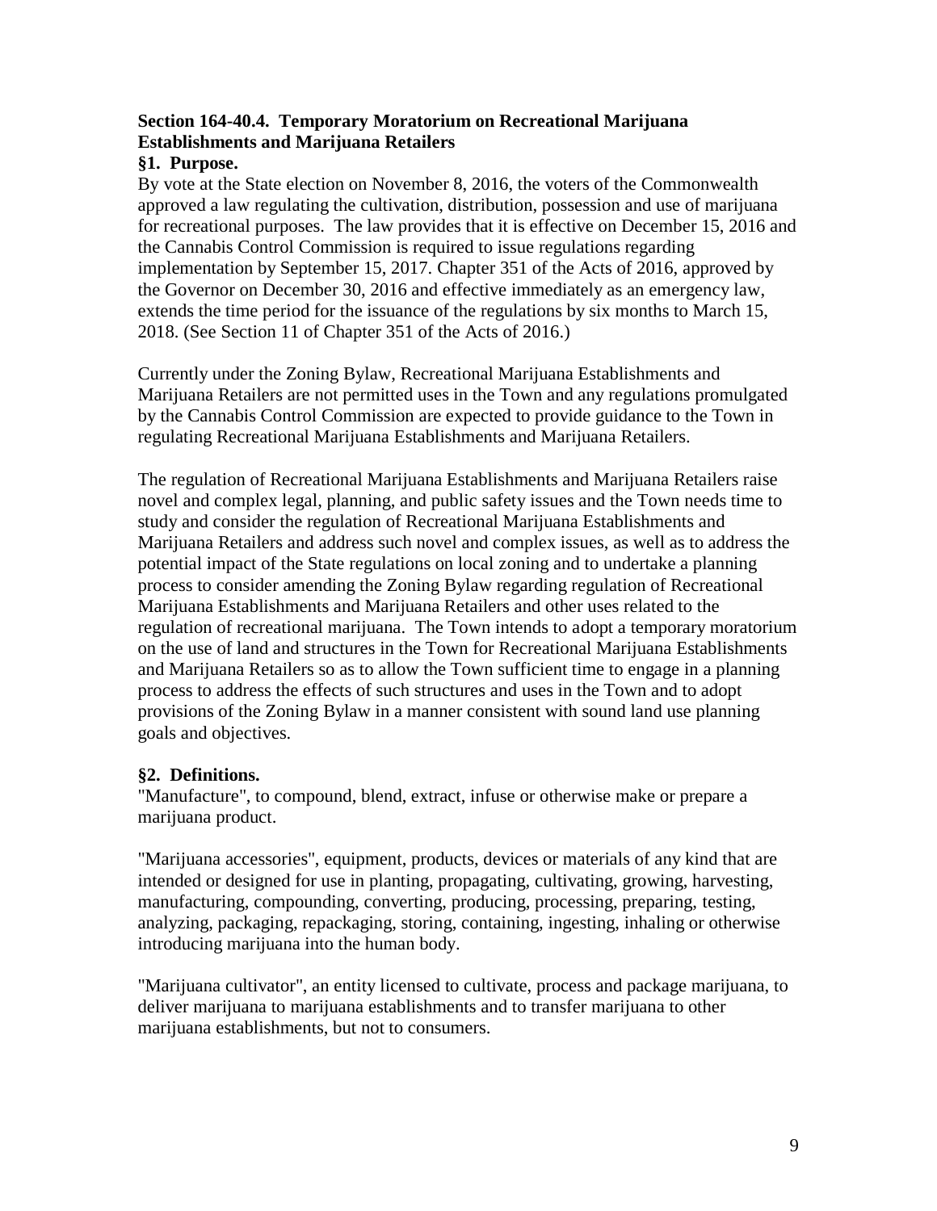## Section 164-40.4. Temporary Moratorium on Recreational Marijuana Establishments and Marijuana Retailers

### §1. Purpose.

By vote at the State election on November 8, 2016, the voters of the Commonwealth approved a law regulating the cultivation, distribution, possession and use of marijuana for recreational purposes. The law provides that it is effective on December 15, 2016 and the Cannabis Control Commission is required to issue regulations regarding implementation by September 15, 2017. Chapter 351 of the Acts of 2016, approved by the Governor on December 30, 2016 and effective immediately as an emergency law, extends the time period for the issuance of the regulations by six months to March 15, 2018. (See Section 11 of Chapter 351 of the Acts of 2016.)

Currently under the Zoning Bylaw, Recreational Marijuana Establishments and Marijuana Retailers are not permitted uses in the Town and any regulations promulgated by the Cannabis Control Commission are expected to provide guidance to the Town in regulating Recreational Marijuana Establishments and Marijuana Retailers.

The regulation of Recreational Marijuana Establishments and Marijuana Retailers raise novel and complex legal, planning, and public safety issues and the Town needs time to study and consider the regulation of Recreational Marijuana Establishments and Marijuana Retailers and address such novel and complex issues, as well as to address the potential impact of the State regulations on local zoning and to undertake a planning process to consider amending the Zoning Bylaw regarding regulation of Recreational Marijuana Establishments and Marijuana Retailers and other uses related to the regulation of recreational marijuana. The Town intends to adopt a temporary moratorium on the use of land and structures in the Town for Recreational Marijuana Establishments and Marijuana Retailers so as to allow the Town sufficient time to engage in a planning process to address the effects of such structures and uses in the Town and to adopt provisions of the Zoning Bylaw in a manner consistent with sound land use planning goals and objectives.

### §2. Definitions.

"Manufacture", to compound, blend, extract, infuse or otherwise make or prepare a marijuana product.

"Marijuana accessories", equipment, products, devices or materials of any kind that are intended or designed for use in planting, propagating, cultivating, growing, harvesting, manufacturing, compounding, converting, producing, processing, preparing, testing, analyzing, packaging, repackaging, storing, containing, ingesting, inhaling or otherwise introducing marijuana into the human body.

"Marijuana cultivator", an entity licensed to cultivate, process and package marijuana, to deliver marijuana to marijuana establishments and to transfer marijuana to other marijuana establishments, but not to consumers.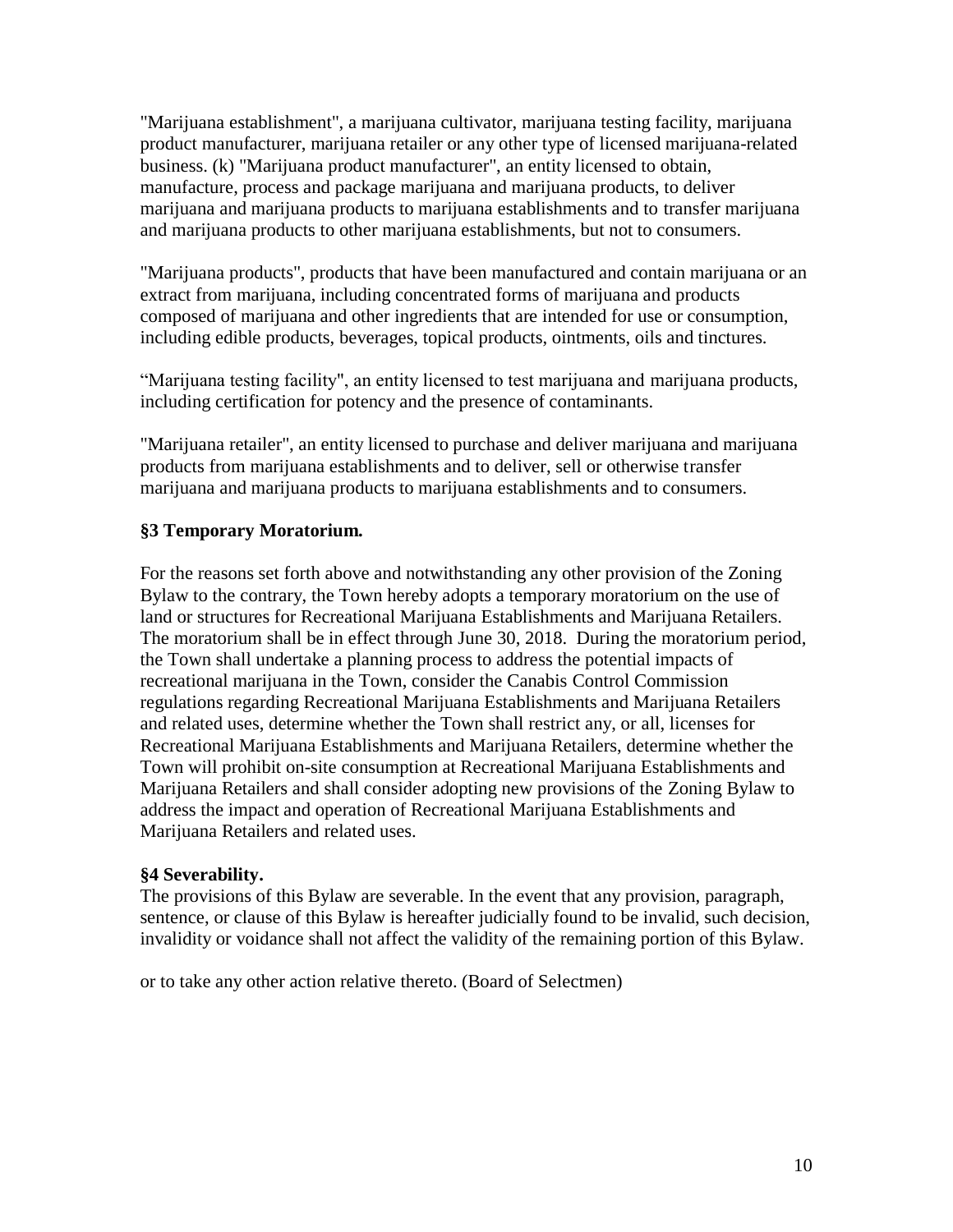"Marijuana establishment", a marijuana cultivator, marijuana testing facility, marijuana product manufacturer, marijuana retailer or any other type of licensed marijuana-related business. (k) "Marijuana product manufacturer", an entity licensed to obtain, manufacture, process and package marijuana and marijuana products, to deliver marijuana and marijuana products to marijuana establishments and to transfer marijuana and marijuana products to other marijuana establishments, but not to consumers.

"Marijuana products", products that have been manufactured and contain marijuana or an extract from marijuana, including concentrated forms of marijuana and products composed of marijuana and other ingredients that are intended for use or consumption, including edible products, beverages, topical products, ointments, oils and tinctures.

"Marijuana testing facility", an entity licensed to test marijuana and marijuana products, including certification for potency and the presence of contaminants.

"Marijuana retailer", an entity licensed to purchase and deliver marijuana and marijuana products from marijuana establishments and to deliver, sell or otherwise transfer marijuana and marijuana products to marijuana establishments and to consumers.

**§3 Temporary Moratorium.**

For the reasons set forth above and notwithstanding any other provision of the Zoning Bylaw to the contrary, the Town hereby adopts a temporary moratorium on the use of land or structures for Recreational Marijuana Establishments and Marijuana Retailers. The moratorium shall be in effect through June 30, 2018. During the moratorium period, the Town shall undertake a planning process to address the potential impacts of recreational marijuana in the Town, consider the Canabis Control Commission regulations regarding Recreational Marijuana Establishments and Marijuana Retailers and related uses, determine whether the Town shall restrict any, or all, licenses for Recreational Marijuana Establishments and Marijuana Retailers, determine whether the Town will prohibit on-site consumption at Recreational Marijuana Establishments and Marijuana Retailers and shall consider adopting new provisions of the Zoning Bylaw to address the impact and operation of Recreational Marijuana Establishments and Marijuana Retailers and related uses.

**§4 Severability.**

The provisions of this Bylaw are severable. In the event that any provision, paragraph, sentence, or clause of this Bylaw is hereafter judicially found to be invalid, such decision, invalidity or voidance shall not affect the validity of the remaining portion of this Bylaw.

or to take any other action relative thereto. (Board of Selectmen)